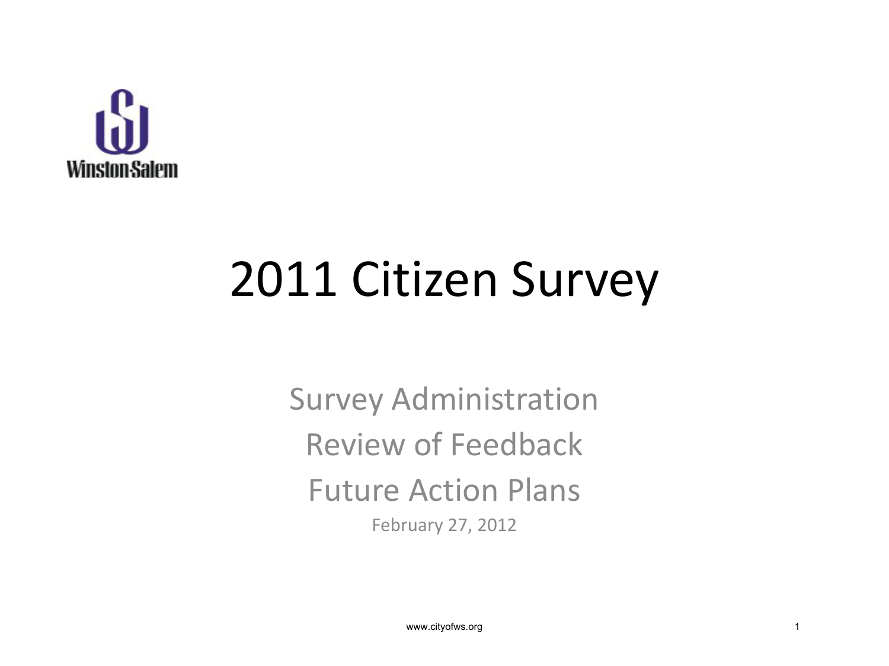Winston-Salem

# 2011 Citizen Survey

Survey Administration

Review of Feedback

Future Action Plans

February 27, 2012

www.cityofws.org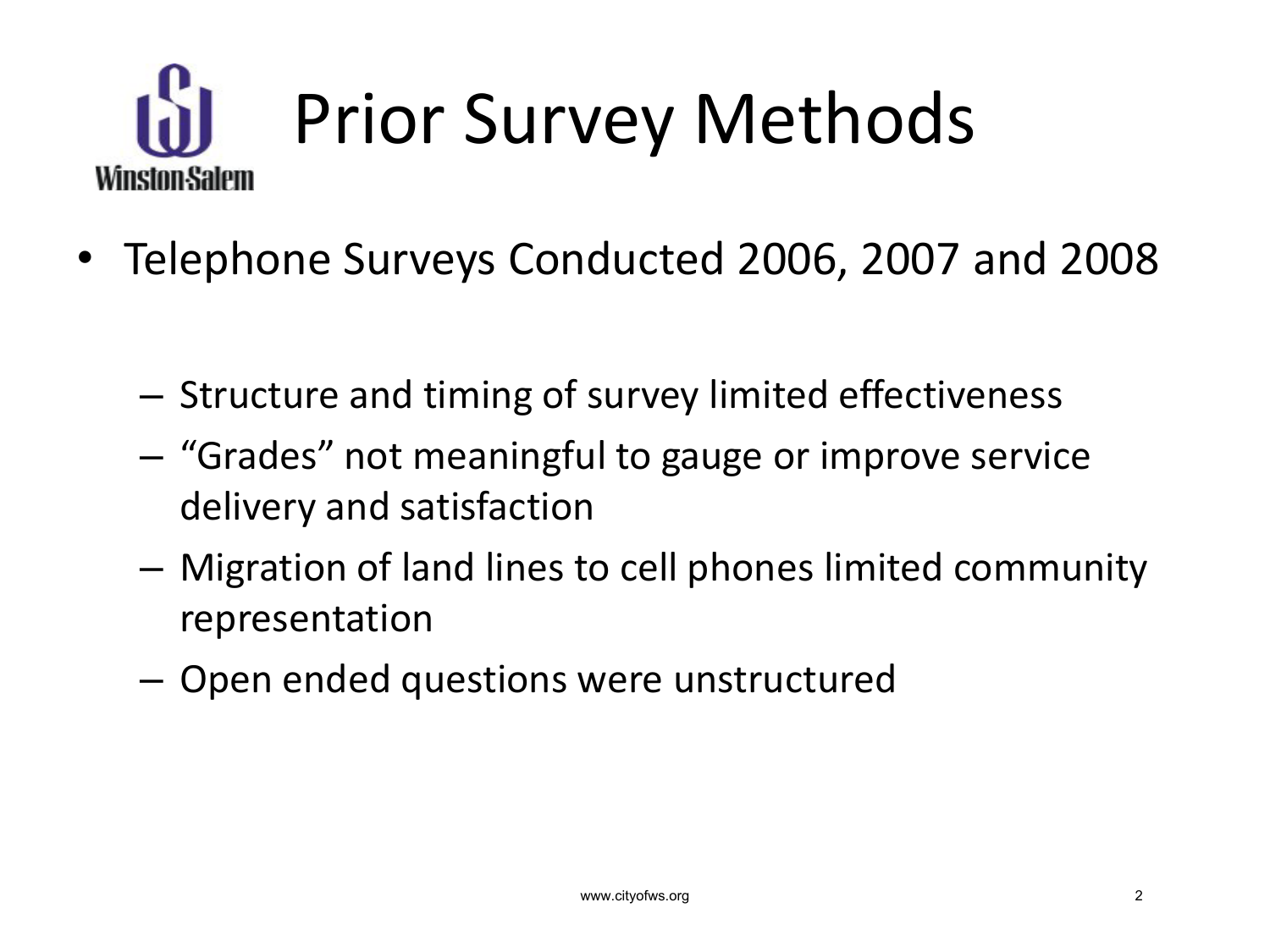# Prior Survey Methods

- Telephone Surveys Conducted 2006, 2007 and 2008
  - Structure and timing of survey limited effectiveness
  - "Grades" not meaningful to gauge or improve service delivery and satisfaction
  - Migration of land lines to cell phones limited community representation
  - Open ended questions were unstructured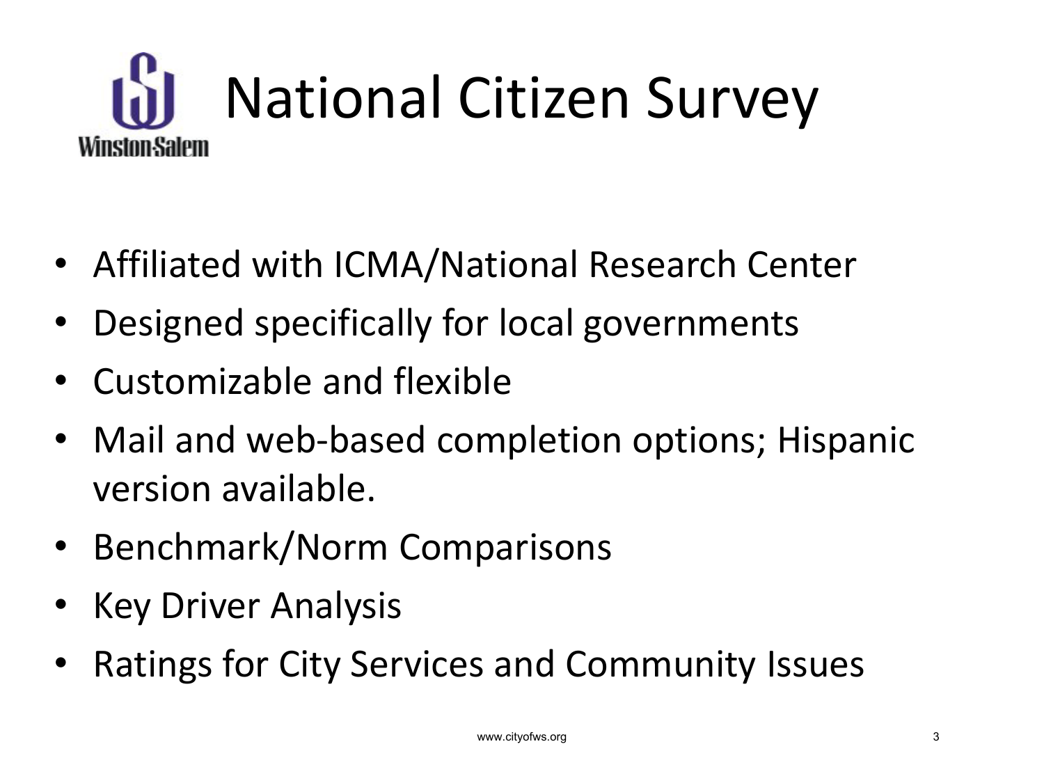# National Citizen Survey

- Affiliated with ICMA/National Research Center
- Designed specifically for local governments
- Customizable and flexible
- Mail and web-based completion options; Hispanic version available.
- Benchmark/Norm Comparisons
- Key Driver Analysis
- Ratings for City Services and Community Issues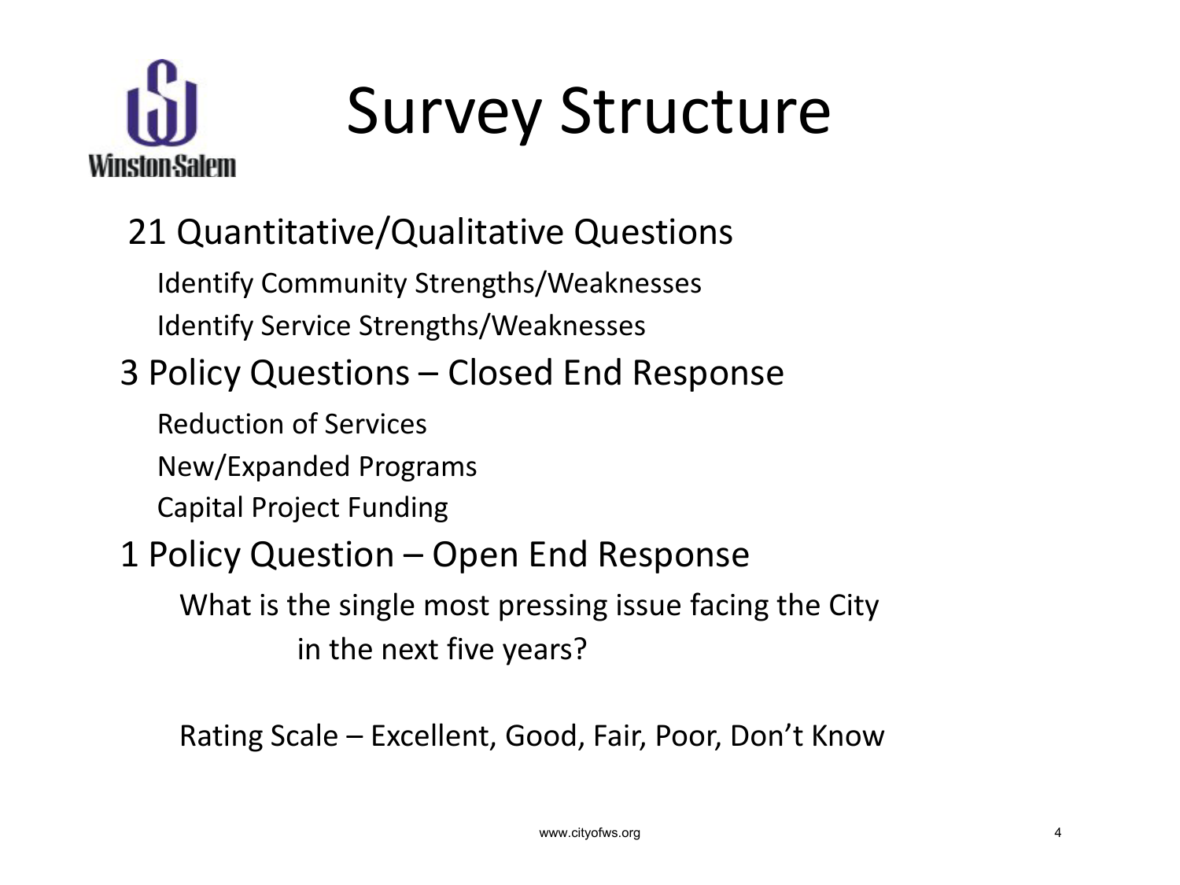# Survey Structure

## 21 Quantitative/Qualitative Questions

- Identify Community Strengths/Weaknesses
- Identify Service Strengths/Weaknesses

## 3 Policy Questions – Closed End Response

- Reduction of Services
- New/Expanded Programs
- Capital Project Funding

## 1 Policy Question – Open End Response

What is the single most pressing issue facing the City in the next five years?

Rating Scale – Excellent, Good, Fair, Poor, Don't Know

www.cityofws.org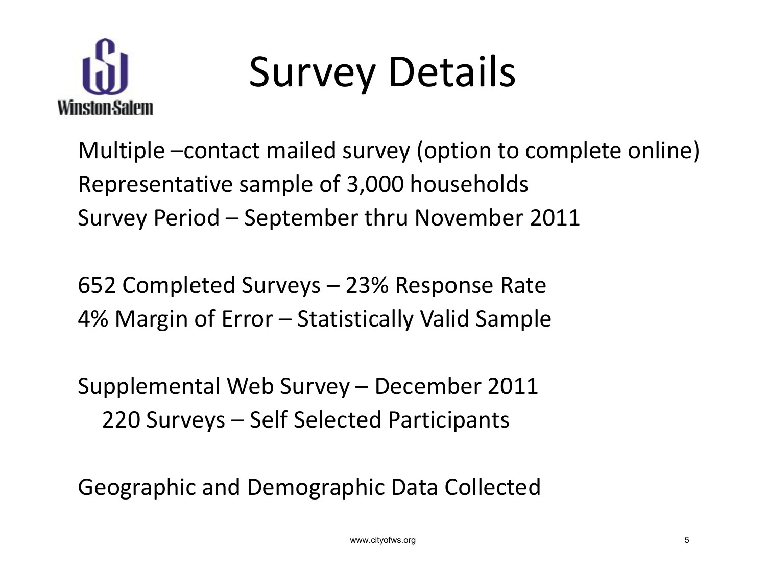# Survey Details

Multiple –contact mailed survey (option to complete online)
Representative sample of 3,000 households
Survey Period – September thru November 2011

652 Completed Surveys – 23% Response Rate
4% Margin of Error – Statistically Valid Sample

Supplemental Web Survey – December 2011
220 Surveys – Self Selected Participants

Geographic and Demographic Data Collected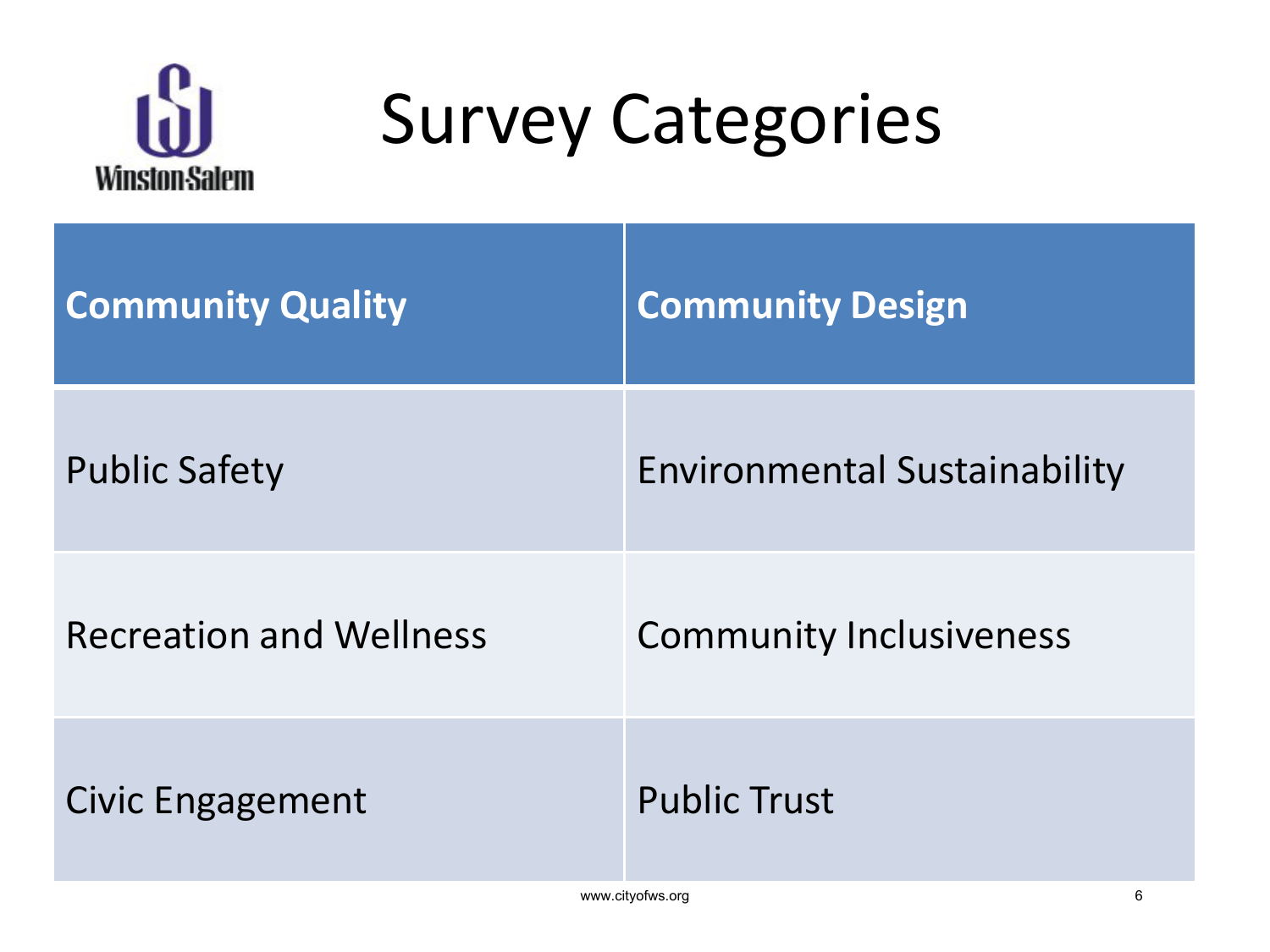# Survey Categories

| Community Quality | Community Design |
| --- | --- |
| Public Safety | Environmental Sustainability |
| Recreation and Wellness | Community Inclusiveness |
| Civic Engagement | Public Trust |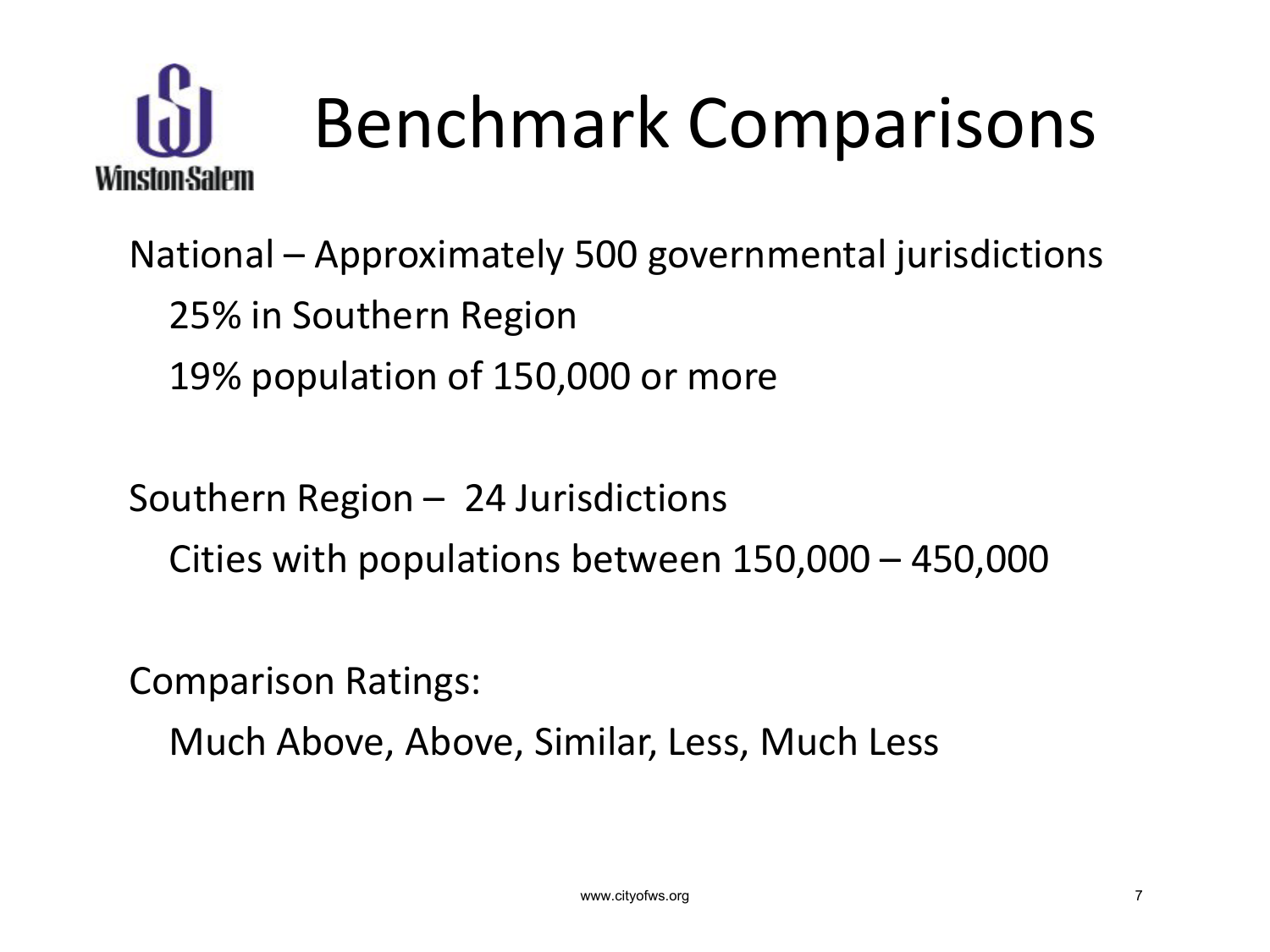# Benchmark Comparisons

National – Approximately 500 governmental jurisdictions

- 25% in Southern Region
- 19% population of 150,000 or more

Southern Region – 24 Jurisdictions

- Cities with populations between 150,000 – 450,000

Comparison Ratings:

- Much Above, Above, Similar, Less, Much Less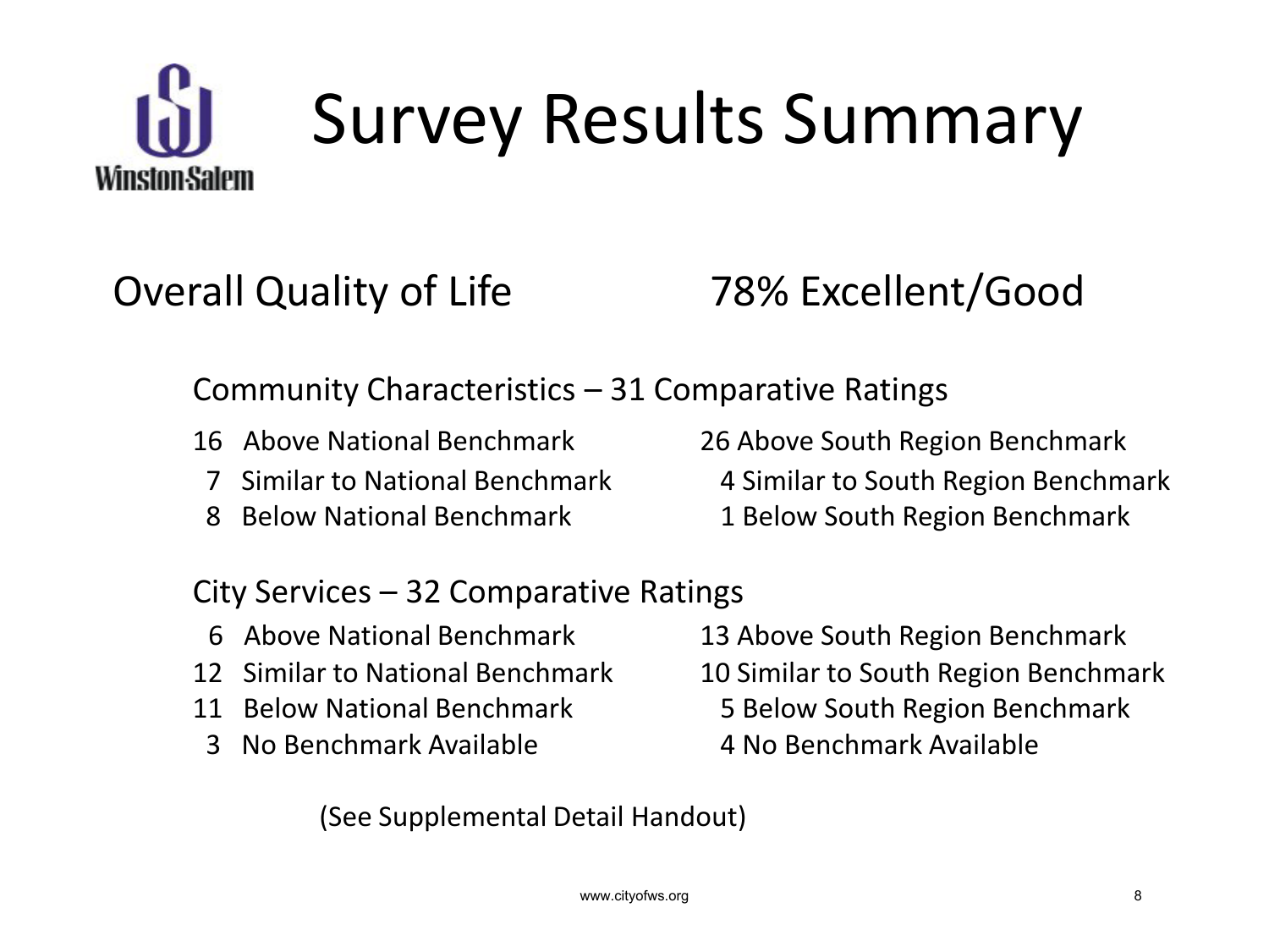# Survey Results Summary

Overall Quality of Life 78% Excellent/Good

## Community Characteristics – 31 Comparative Ratings

| National | South Region |
|---|---|
| 16 Above National Benchmark | 26 Above South Region Benchmark |
| 7 Similar to National Benchmark | 4 Similar to South Region Benchmark |
| 8 Below National Benchmark | 1 Below South Region Benchmark |

## City Services – 32 Comparative Ratings

| National | South Region |
|---|---|
| 6 Above National Benchmark | 13 Above South Region Benchmark |
| 12 Similar to National Benchmark | 10 Similar to South Region Benchmark |
| 11 Below National Benchmark | 5 Below South Region Benchmark |
| 3 No Benchmark Available | 4 No Benchmark Available |

(See Supplemental Detail Handout)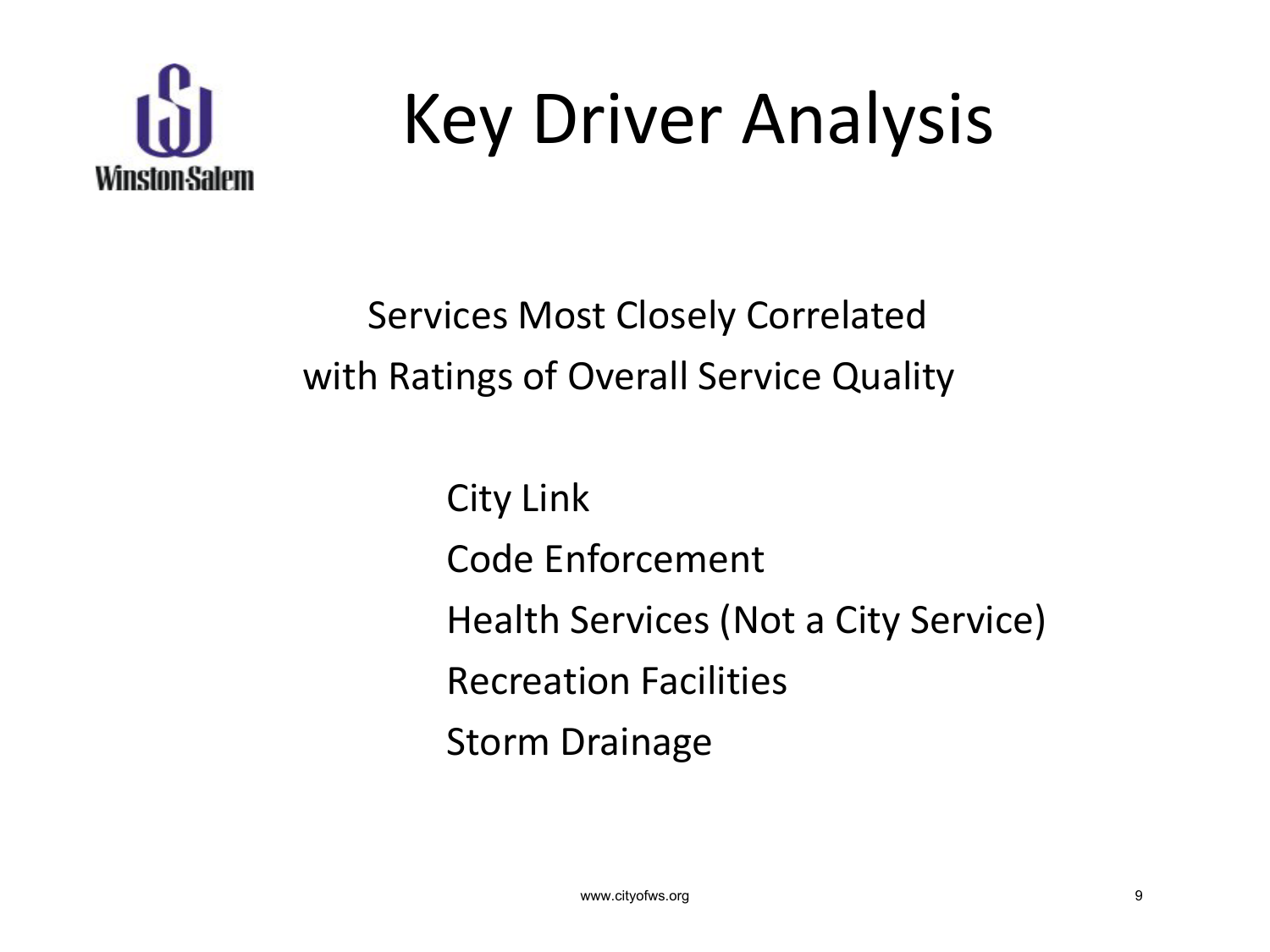# Key Driver Analysis

Services Most Closely Correlated with Ratings of Overall Service Quality

- City Link
- Code Enforcement
- Health Services (Not a City Service)
- Recreation Facilities
- Storm Drainage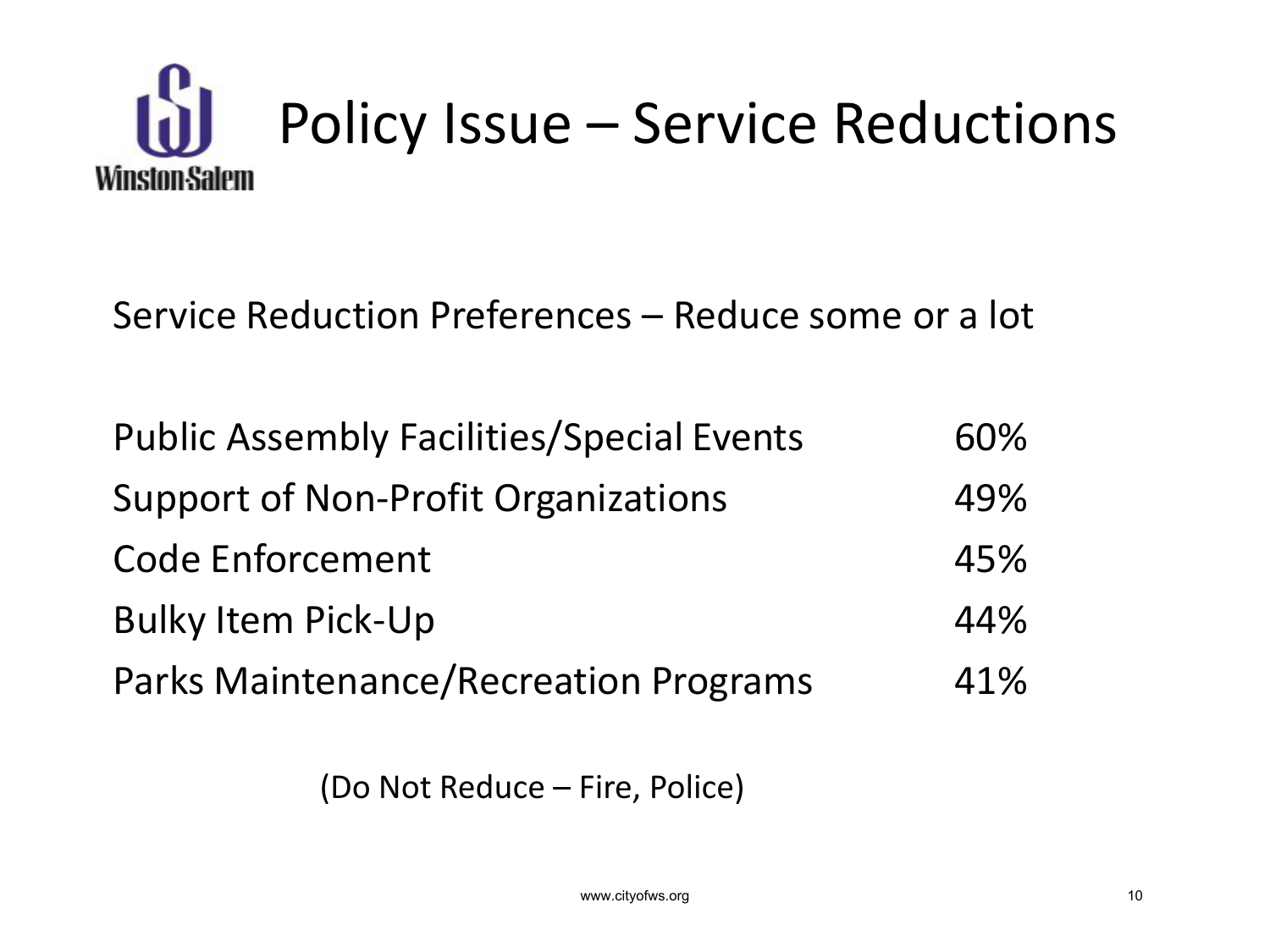# Policy Issue – Service Reductions

Service Reduction Preferences – Reduce some or a lot

| | |
|---|---|
| Public Assembly Facilities/Special Events | 60% |
| Support of Non-Profit Organizations | 49% |
| Code Enforcement | 45% |
| Bulky Item Pick-Up | 44% |
| Parks Maintenance/Recreation Programs | 41% |

(Do Not Reduce – Fire, Police)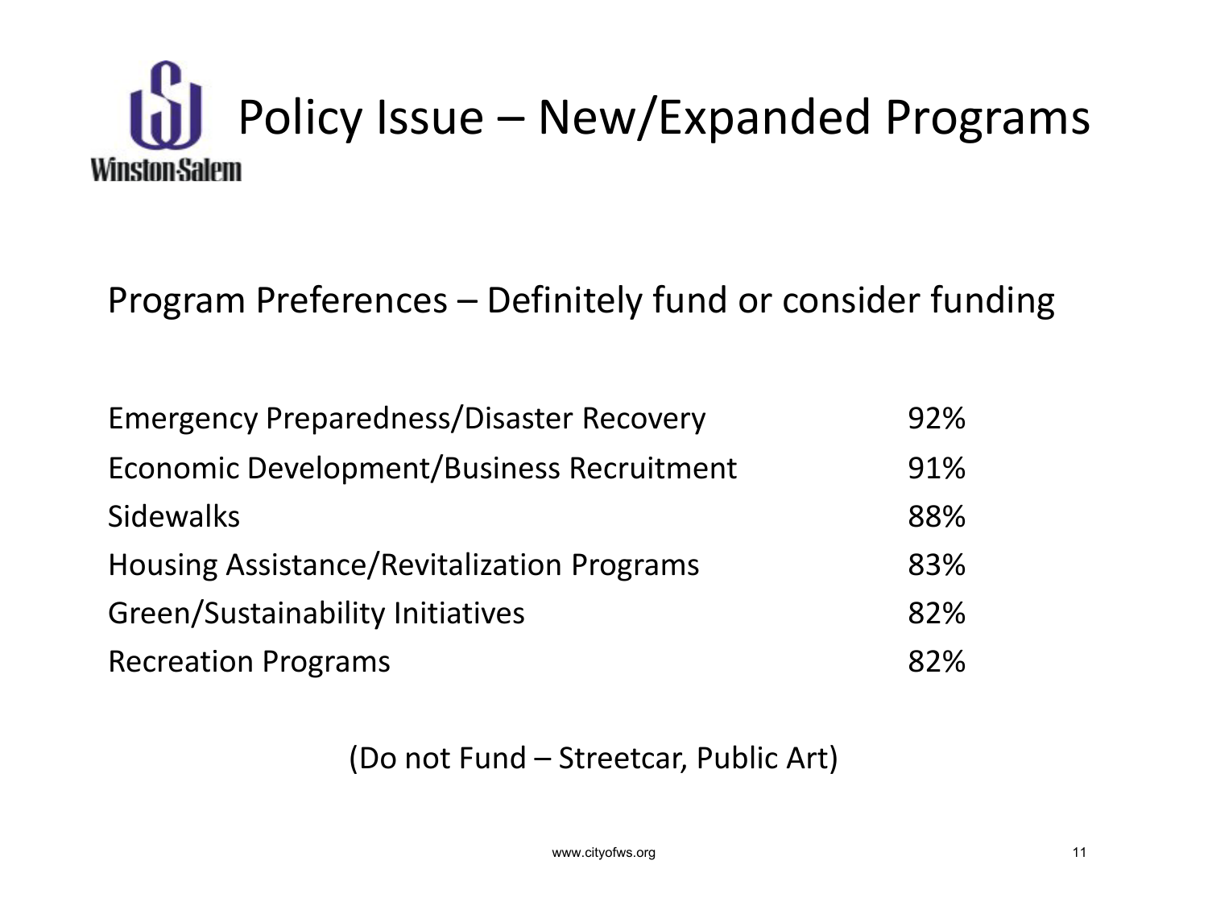# Policy Issue – New/Expanded Programs

Program Preferences – Definitely fund or consider funding

| | |
|---|---|
| Emergency Preparedness/Disaster Recovery | 92% |
| Economic Development/Business Recruitment | 91% |
| Sidewalks | 88% |
| Housing Assistance/Revitalization Programs | 83% |
| Green/Sustainability Initiatives | 82% |
| Recreation Programs | 82% |

(Do not Fund – Streetcar, Public Art)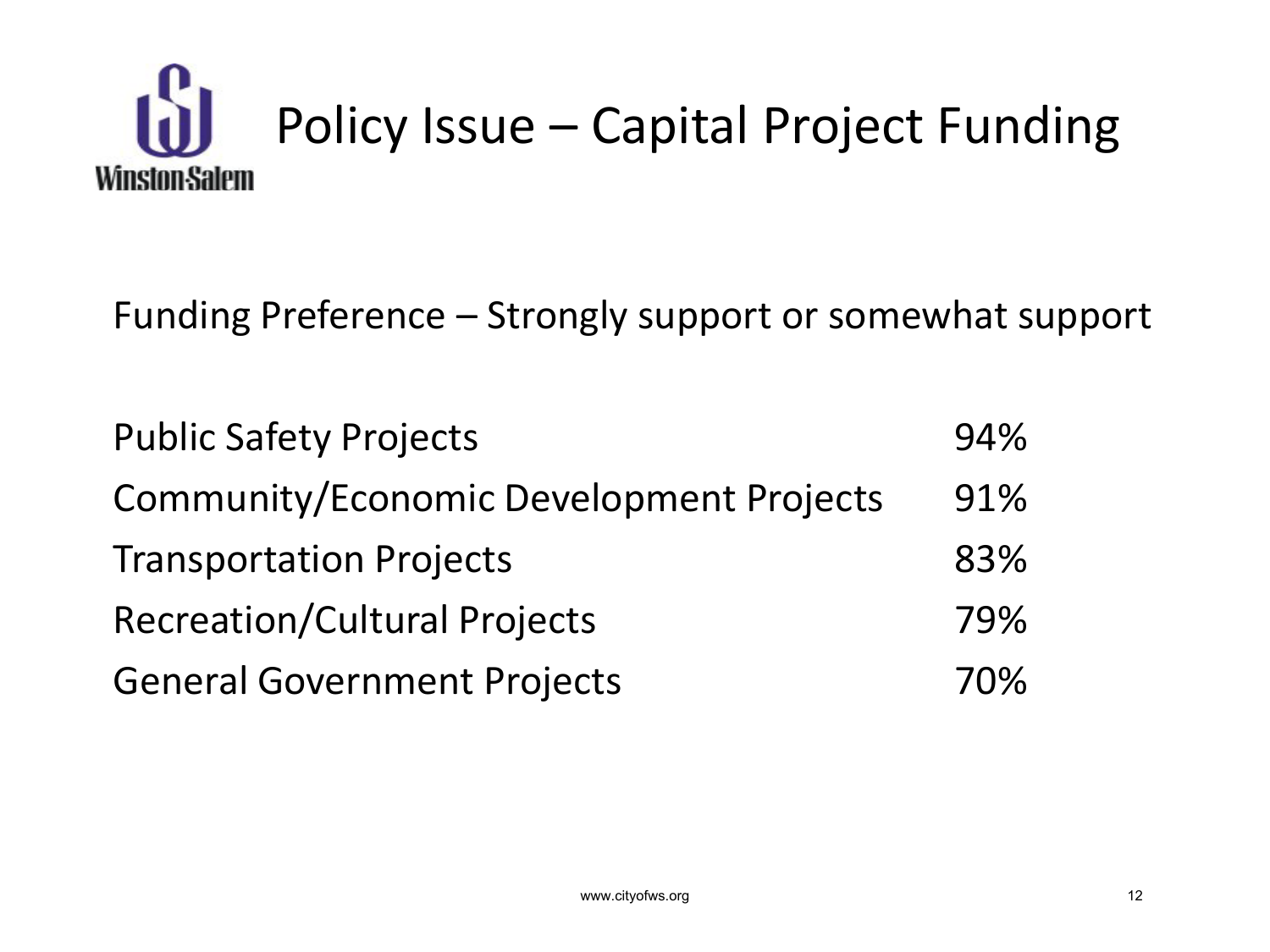# Policy Issue – Capital Project Funding

Funding Preference – Strongly support or somewhat support

| Project Type | Support |
| --- | --- |
| Public Safety Projects | 94% |
| Community/Economic Development Projects | 91% |
| Transportation Projects | 83% |
| Recreation/Cultural Projects | 79% |
| General Government Projects | 70% |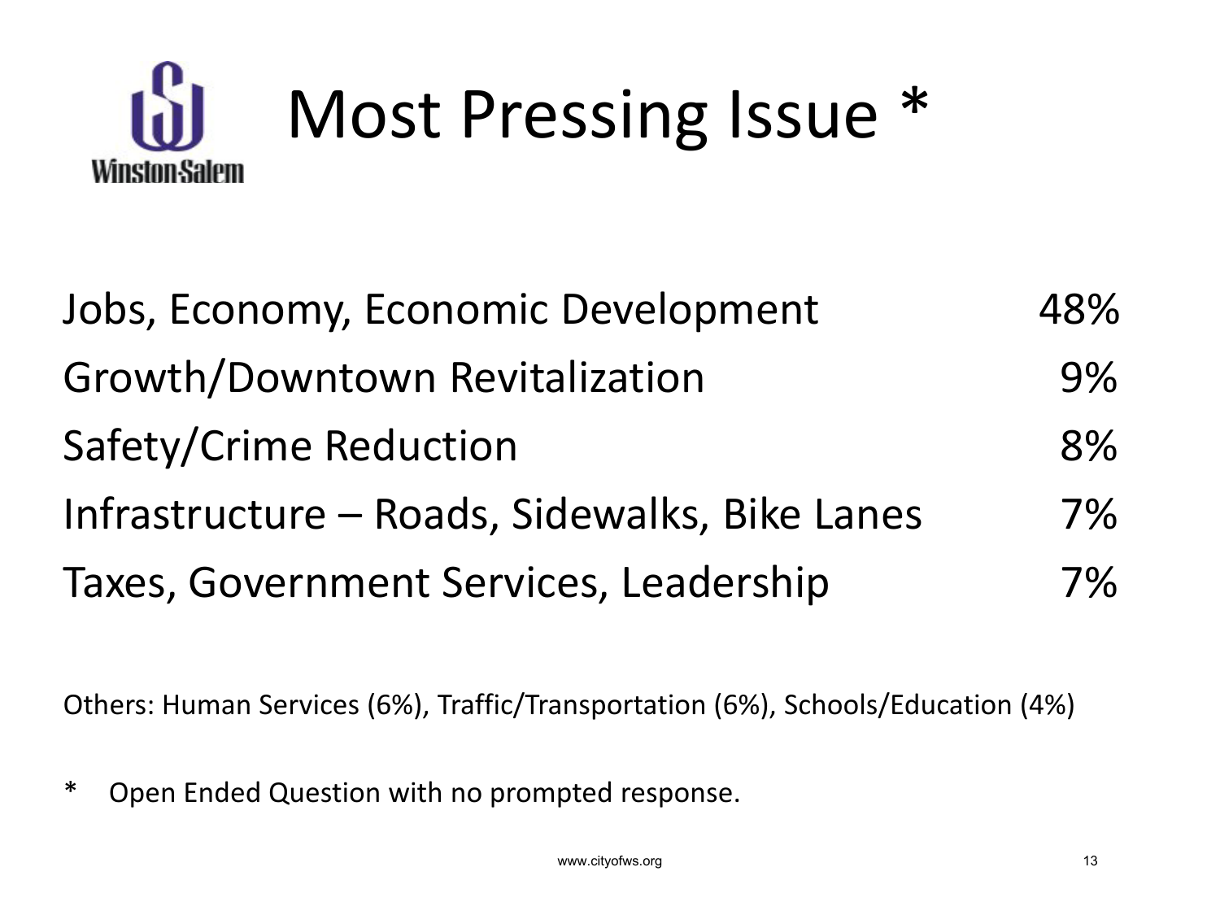# Most Pressing Issue *

| | |
|---|---|
| Jobs, Economy, Economic Development | 48% |
| Growth/Downtown Revitalization | 9% |
| Safety/Crime Reduction | 8% |
| Infrastructure – Roads, Sidewalks, Bike Lanes | 7% |
| Taxes, Government Services, Leadership | 7% |

Others: Human Services (6%), Traffic/Transportation (6%), Schools/Education (4%)

* Open Ended Question with no prompted response.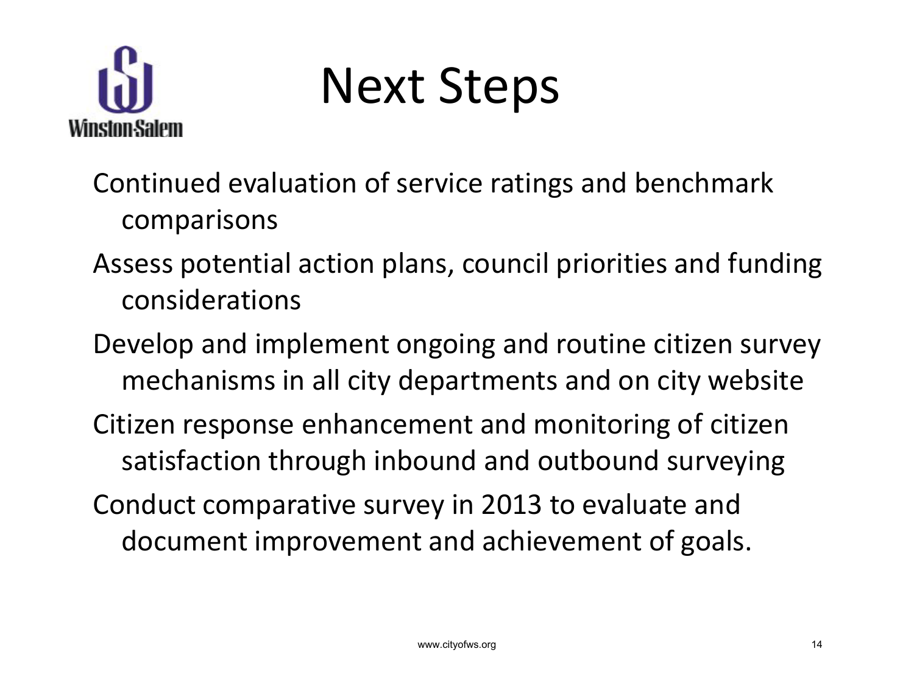Winston-Salem

# Next Steps

Continued evaluation of service ratings and benchmark comparisons

Assess potential action plans, council priorities and funding considerations

Develop and implement ongoing and routine citizen survey mechanisms in all city departments and on city website

Citizen response enhancement and monitoring of citizen satisfaction through inbound and outbound surveying

Conduct comparative survey in 2013 to evaluate and document improvement and achievement of goals.